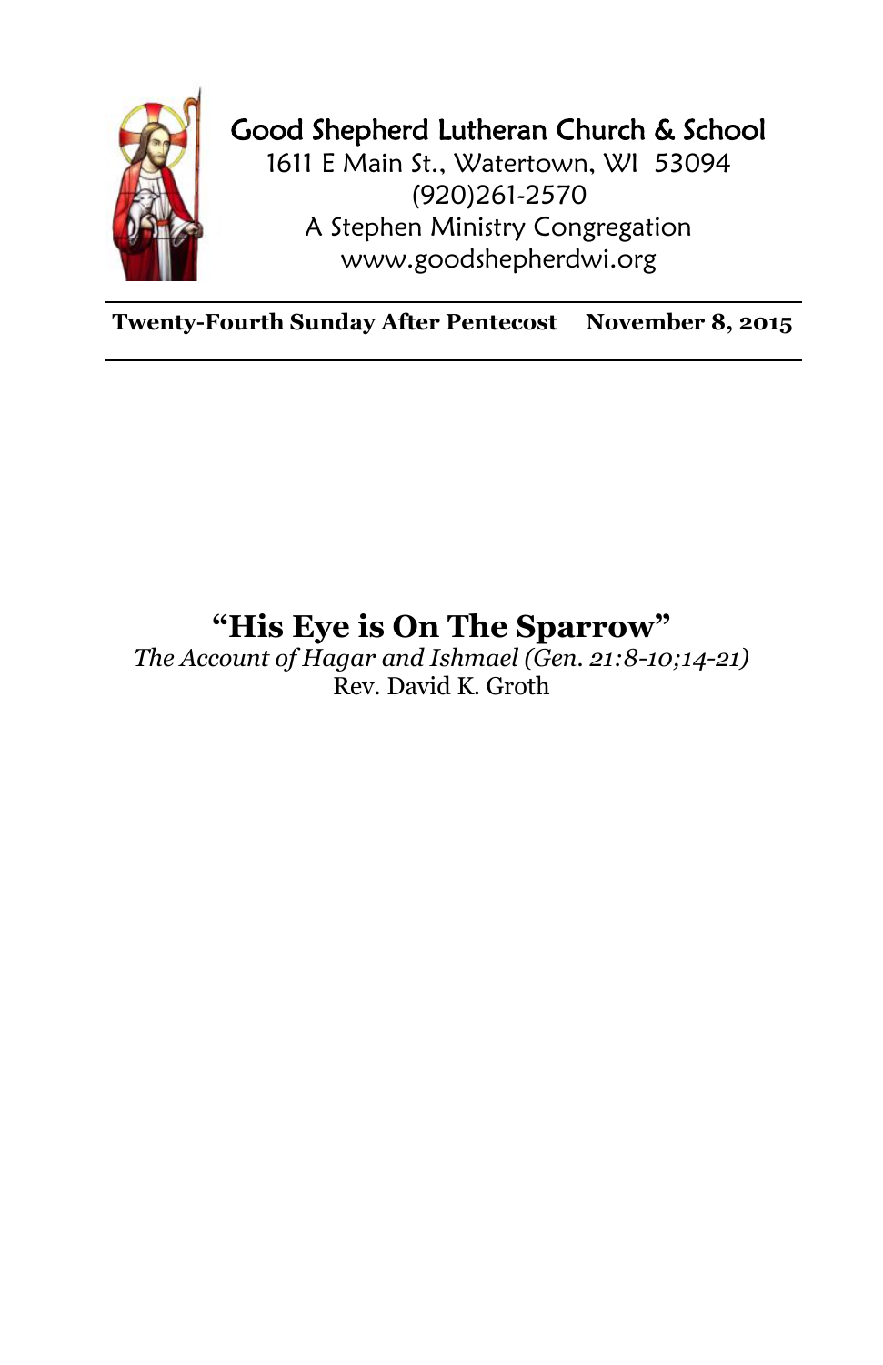Good Shepherd Lutheran Church & School
1611 E Main St., Watertown, WI 53094
(920)261-2570
A Stephen Ministry Congregation
www.goodshepherdwi.org

**Twenty-Fourth Sunday After Pentecost** **November 8, 2015**

# "His Eye is On The Sparrow"

*The Account of Hagar and Ishmael (Gen. 21:8-10;14-21)*

Rev. David K. Groth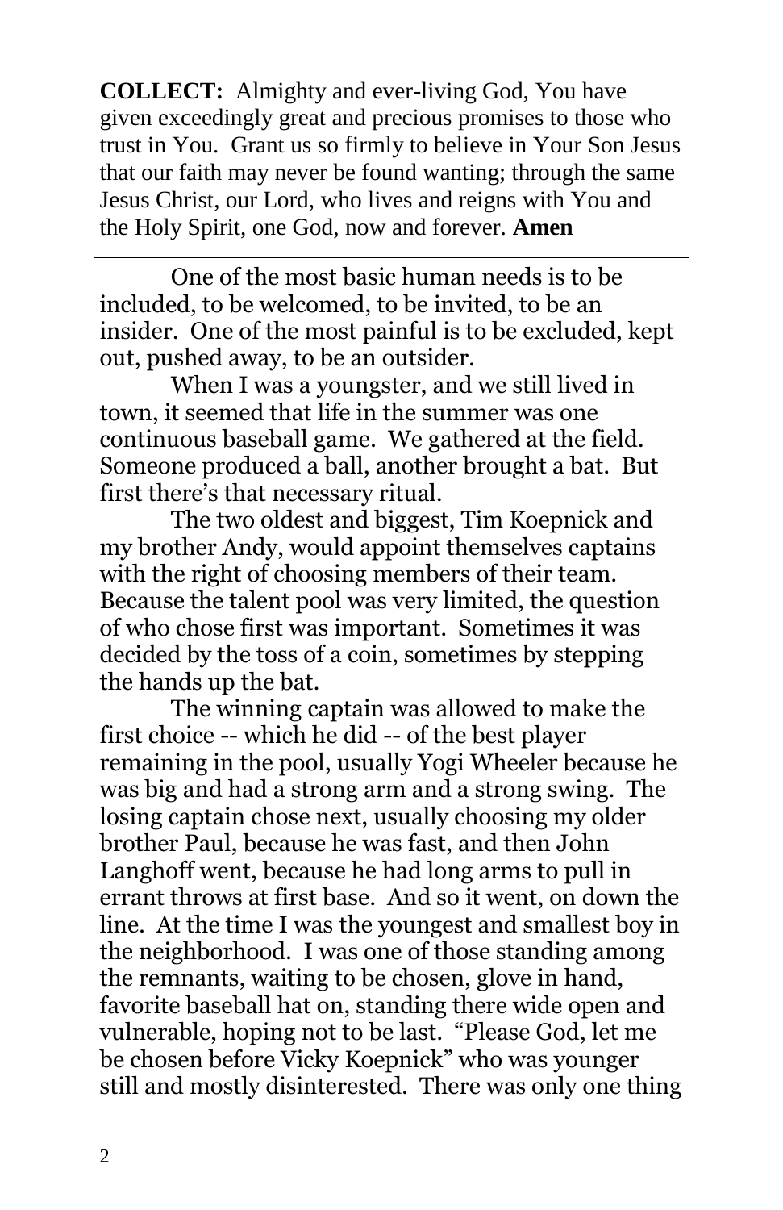**COLLECT:** Almighty and ever-living God, You have given exceedingly great and precious promises to those who trust in You. Grant us so firmly to believe in Your Son Jesus that our faith may never be found wanting; through the same Jesus Christ, our Lord, who lives and reigns with You and the Holy Spirit, one God, now and forever. **Amen**

---

One of the most basic human needs is to be included, to be welcomed, to be invited, to be an insider. One of the most painful is to be excluded, kept out, pushed away, to be an outsider.

When I was a youngster, and we still lived in town, it seemed that life in the summer was one continuous baseball game. We gathered at the field. Someone produced a ball, another brought a bat. But first there's that necessary ritual.

The two oldest and biggest, Tim Koepnick and my brother Andy, would appoint themselves captains with the right of choosing members of their team. Because the talent pool was very limited, the question of who chose first was important. Sometimes it was decided by the toss of a coin, sometimes by stepping the hands up the bat.

The winning captain was allowed to make the first choice -- which he did -- of the best player remaining in the pool, usually Yogi Wheeler because he was big and had a strong arm and a strong swing. The losing captain chose next, usually choosing my older brother Paul, because he was fast, and then John Langhoff went, because he had long arms to pull in errant throws at first base. And so it went, on down the line. At the time I was the youngest and smallest boy in the neighborhood. I was one of those standing among the remnants, waiting to be chosen, glove in hand, favorite baseball hat on, standing there wide open and vulnerable, hoping not to be last. "Please God, let me be chosen before Vicky Koepnick" who was younger still and mostly disinterested. There was only one thing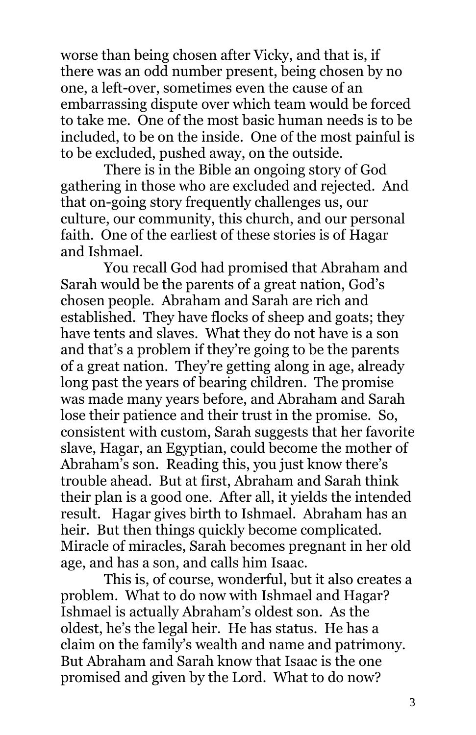worse than being chosen after Vicky, and that is, if there was an odd number present, being chosen by no one, a left-over, sometimes even the cause of an embarrassing dispute over which team would be forced to take me. One of the most basic human needs is to be included, to be on the inside. One of the most painful is to be excluded, pushed away, on the outside.

There is in the Bible an ongoing story of God gathering in those who are excluded and rejected. And that on-going story frequently challenges us, our culture, our community, this church, and our personal faith. One of the earliest of these stories is of Hagar and Ishmael.

You recall God had promised that Abraham and Sarah would be the parents of a great nation, God's chosen people. Abraham and Sarah are rich and established. They have flocks of sheep and goats; they have tents and slaves. What they do not have is a son and that's a problem if they're going to be the parents of a great nation. They're getting along in age, already long past the years of bearing children. The promise was made many years before, and Abraham and Sarah lose their patience and their trust in the promise. So, consistent with custom, Sarah suggests that her favorite slave, Hagar, an Egyptian, could become the mother of Abraham's son. Reading this, you just know there's trouble ahead. But at first, Abraham and Sarah think their plan is a good one. After all, it yields the intended result. Hagar gives birth to Ishmael. Abraham has an heir. But then things quickly become complicated. Miracle of miracles, Sarah becomes pregnant in her old age, and has a son, and calls him Isaac.

This is, of course, wonderful, but it also creates a problem. What to do now with Ishmael and Hagar? Ishmael is actually Abraham's oldest son. As the oldest, he's the legal heir. He has status. He has a claim on the family's wealth and name and patrimony. But Abraham and Sarah know that Isaac is the one promised and given by the Lord. What to do now?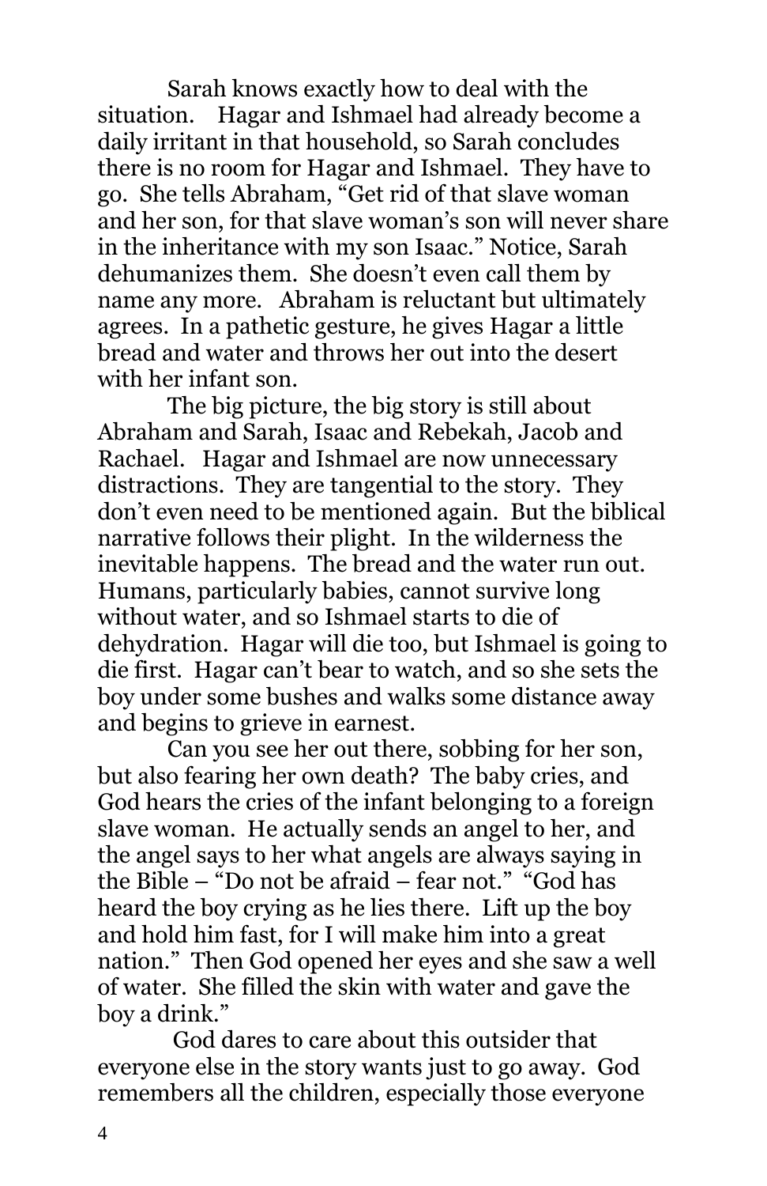Sarah knows exactly how to deal with the situation. Hagar and Ishmael had already become a daily irritant in that household, so Sarah concludes there is no room for Hagar and Ishmael. They have to go. She tells Abraham, "Get rid of that slave woman and her son, for that slave woman's son will never share in the inheritance with my son Isaac." Notice, Sarah dehumanizes them. She doesn't even call them by name any more. Abraham is reluctant but ultimately agrees. In a pathetic gesture, he gives Hagar a little bread and water and throws her out into the desert with her infant son.

The big picture, the big story is still about Abraham and Sarah, Isaac and Rebekah, Jacob and Rachael. Hagar and Ishmael are now unnecessary distractions. They are tangential to the story. They don't even need to be mentioned again. But the biblical narrative follows their plight. In the wilderness the inevitable happens. The bread and the water run out. Humans, particularly babies, cannot survive long without water, and so Ishmael starts to die of dehydration. Hagar will die too, but Ishmael is going to die first. Hagar can't bear to watch, and so she sets the boy under some bushes and walks some distance away and begins to grieve in earnest.

Can you see her out there, sobbing for her son, but also fearing her own death? The baby cries, and God hears the cries of the infant belonging to a foreign slave woman. He actually sends an angel to her, and the angel says to her what angels are always saying in the Bible – "Do not be afraid – fear not." "God has heard the boy crying as he lies there. Lift up the boy and hold him fast, for I will make him into a great nation." Then God opened her eyes and she saw a well of water. She filled the skin with water and gave the boy a drink."

God dares to care about this outsider that everyone else in the story wants just to go away. God remembers all the children, especially those everyone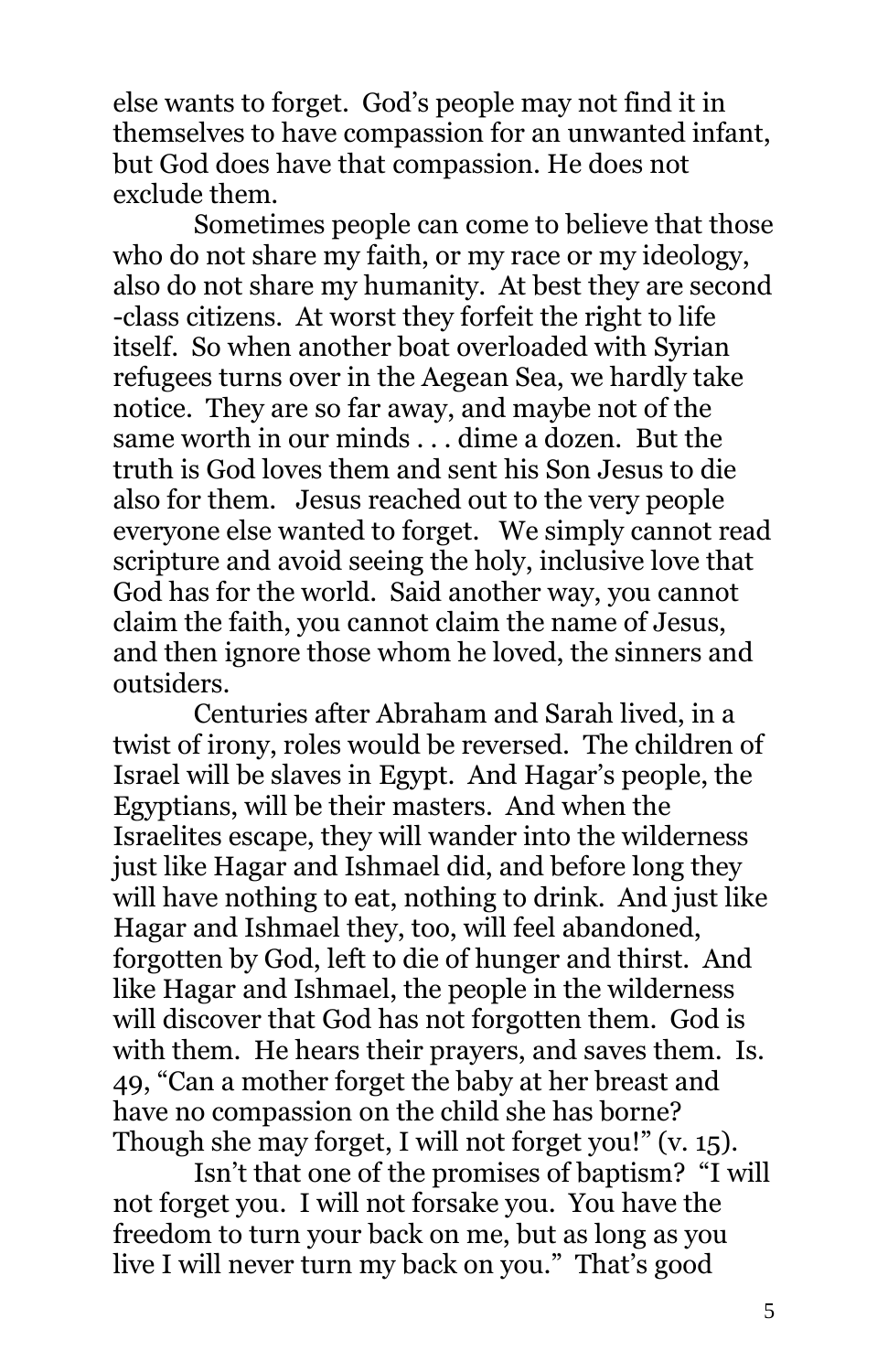else wants to forget. God's people may not find it in themselves to have compassion for an unwanted infant, but God does have that compassion. He does not exclude them.

Sometimes people can come to believe that those who do not share my faith, or my race or my ideology, also do not share my humanity. At best they are second-class citizens. At worst they forfeit the right to life itself. So when another boat overloaded with Syrian refugees turns over in the Aegean Sea, we hardly take notice. They are so far away, and maybe not of the same worth in our minds . . . dime a dozen. But the truth is God loves them and sent his Son Jesus to die also for them. Jesus reached out to the very people everyone else wanted to forget. We simply cannot read scripture and avoid seeing the holy, inclusive love that God has for the world. Said another way, you cannot claim the faith, you cannot claim the name of Jesus, and then ignore those whom he loved, the sinners and outsiders.

Centuries after Abraham and Sarah lived, in a twist of irony, roles would be reversed. The children of Israel will be slaves in Egypt. And Hagar's people, the Egyptians, will be their masters. And when the Israelites escape, they will wander into the wilderness just like Hagar and Ishmael did, and before long they will have nothing to eat, nothing to drink. And just like Hagar and Ishmael they, too, will feel abandoned, forgotten by God, left to die of hunger and thirst. And like Hagar and Ishmael, the people in the wilderness will discover that God has not forgotten them. God is with them. He hears their prayers, and saves them. Is. 49, "Can a mother forget the baby at her breast and have no compassion on the child she has borne? Though she may forget, I will not forget you!" (v. 15).

Isn't that one of the promises of baptism? "I will not forget you. I will not forsake you. You have the freedom to turn your back on me, but as long as you live I will never turn my back on you." That's good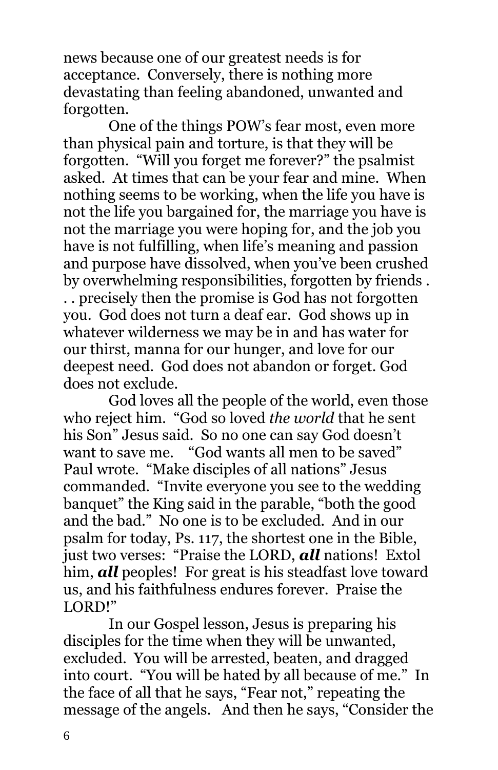news because one of our greatest needs is for acceptance. Conversely, there is nothing more devastating than feeling abandoned, unwanted and forgotten.

One of the things POW's fear most, even more than physical pain and torture, is that they will be forgotten. "Will you forget me forever?" the psalmist asked. At times that can be your fear and mine. When nothing seems to be working, when the life you have is not the life you bargained for, the marriage you have is not the marriage you were hoping for, and the job you have is not fulfilling, when life's meaning and passion and purpose have dissolved, when you've been crushed by overwhelming responsibilities, forgotten by friends . . . precisely then the promise is God has not forgotten you. God does not turn a deaf ear. God shows up in whatever wilderness we may be in and has water for our thirst, manna for our hunger, and love for our deepest need. God does not abandon or forget. God does not exclude.

God loves all the people of the world, even those who reject him. "God so loved *the world* that he sent his Son" Jesus said. So no one can say God doesn't want to save me. "God wants all men to be saved" Paul wrote. "Make disciples of all nations" Jesus commanded. "Invite everyone you see to the wedding banquet" the King said in the parable, "both the good and the bad." No one is to be excluded. And in our psalm for today, Ps. 117, the shortest one in the Bible, just two verses: "Praise the LORD, ***all*** nations! Extol him, ***all*** peoples! For great is his steadfast love toward us, and his faithfulness endures forever. Praise the LORD!"

In our Gospel lesson, Jesus is preparing his disciples for the time when they will be unwanted, excluded. You will be arrested, beaten, and dragged into court. "You will be hated by all because of me." In the face of all that he says, "Fear not," repeating the message of the angels. And then he says, "Consider the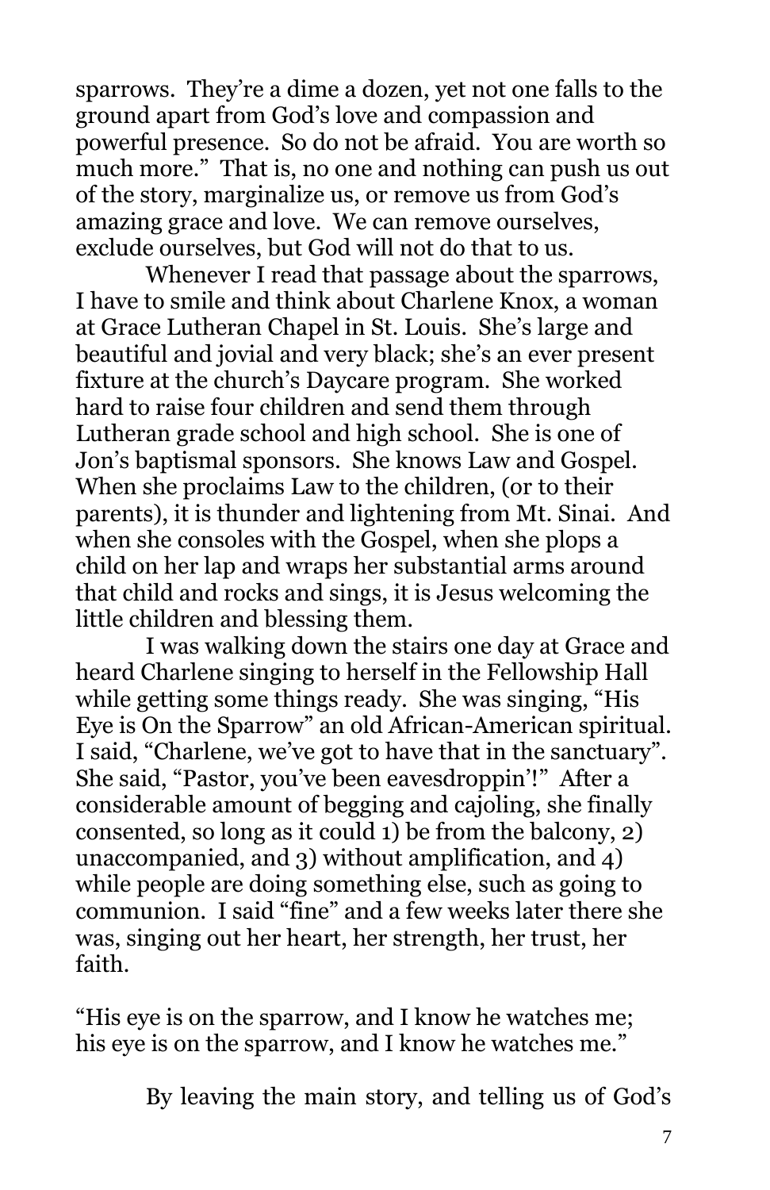sparrows. They're a dime a dozen, yet not one falls to the ground apart from God's love and compassion and powerful presence. So do not be afraid. You are worth so much more." That is, no one and nothing can push us out of the story, marginalize us, or remove us from God's amazing grace and love. We can remove ourselves, exclude ourselves, but God will not do that to us.

Whenever I read that passage about the sparrows, I have to smile and think about Charlene Knox, a woman at Grace Lutheran Chapel in St. Louis. She's large and beautiful and jovial and very black; she's an ever present fixture at the church's Daycare program. She worked hard to raise four children and send them through Lutheran grade school and high school. She is one of Jon's baptismal sponsors. She knows Law and Gospel. When she proclaims Law to the children, (or to their parents), it is thunder and lightening from Mt. Sinai. And when she consoles with the Gospel, when she plops a child on her lap and wraps her substantial arms around that child and rocks and sings, it is Jesus welcoming the little children and blessing them.

I was walking down the stairs one day at Grace and heard Charlene singing to herself in the Fellowship Hall while getting some things ready. She was singing, "His Eye is On the Sparrow" an old African-American spiritual. I said, "Charlene, we've got to have that in the sanctuary". She said, "Pastor, you've been eavesdroppin'!" After a considerable amount of begging and cajoling, she finally consented, so long as it could 1) be from the balcony, 2) unaccompanied, and 3) without amplification, and 4) while people are doing something else, such as going to communion. I said "fine" and a few weeks later there she was, singing out her heart, her strength, her trust, her faith.

"His eye is on the sparrow, and I know he watches me;
his eye is on the sparrow, and I know he watches me."

By leaving the main story, and telling us of God's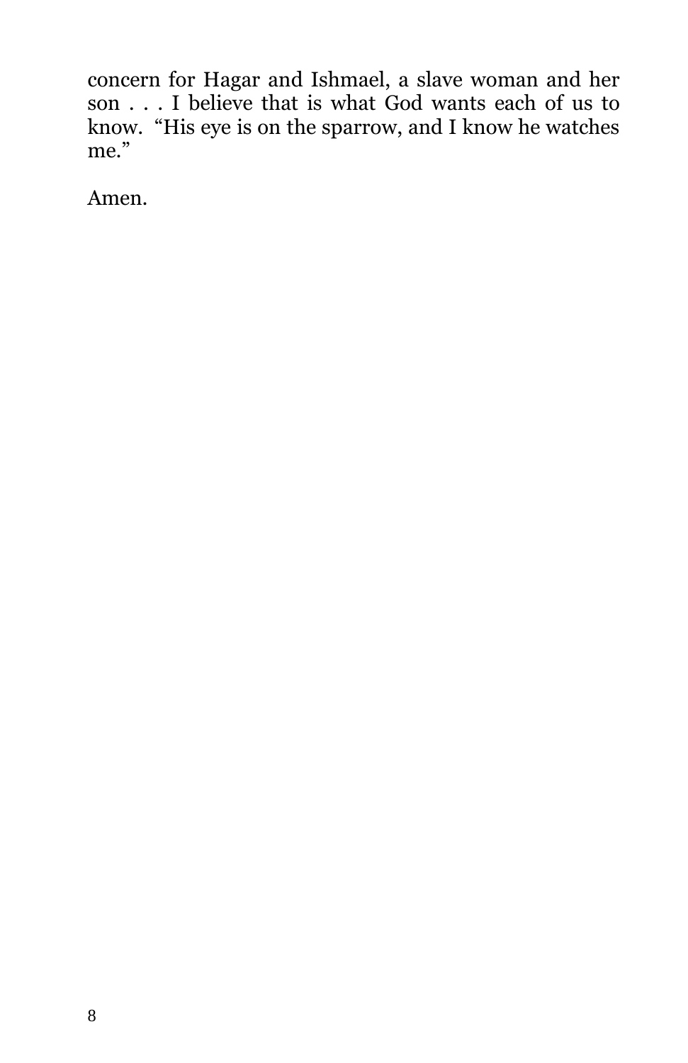concern for Hagar and Ishmael, a slave woman and her son . . . I believe that is what God wants each of us to know. "His eye is on the sparrow, and I know he watches me."

Amen.